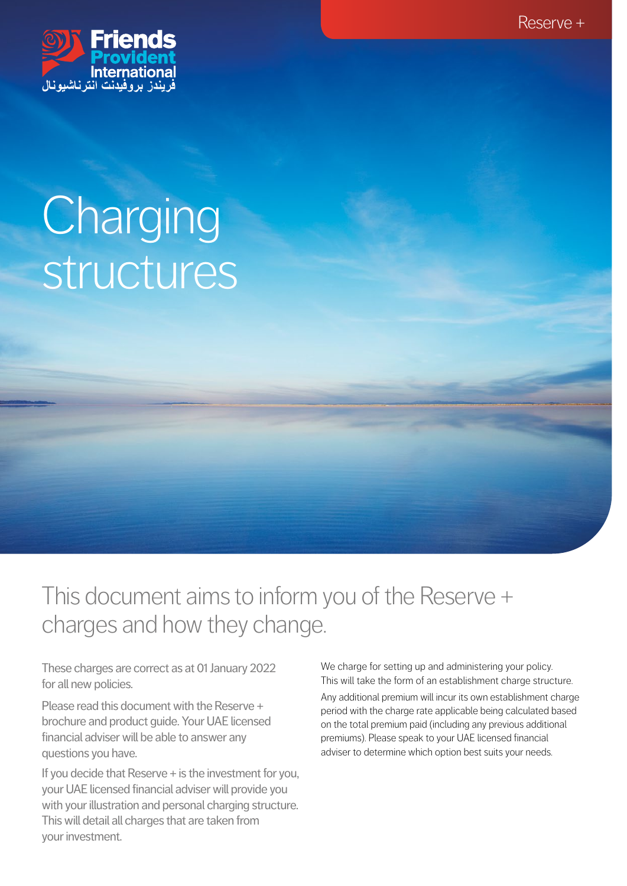Reserve +

Friends Provident International
فريندز بروفيدنت انترناشيونال

# Charging structures

## This document aims to inform you of the Reserve + charges and how they change.

These charges are correct as at 01 January 2022 for all new policies.

Please read this document with the Reserve + brochure and product guide. Your UAE licensed financial adviser will be able to answer any questions you have.

If you decide that Reserve + is the investment for you, your UAE licensed financial adviser will provide you with your illustration and personal charging structure. This will detail all charges that are taken from your investment.

We charge for setting up and administering your policy. This will take the form of an establishment charge structure.

Any additional premium will incur its own establishment charge period with the charge rate applicable being calculated based on the total premium paid (including any previous additional premiums). Please speak to your UAE licensed financial adviser to determine which option best suits your needs.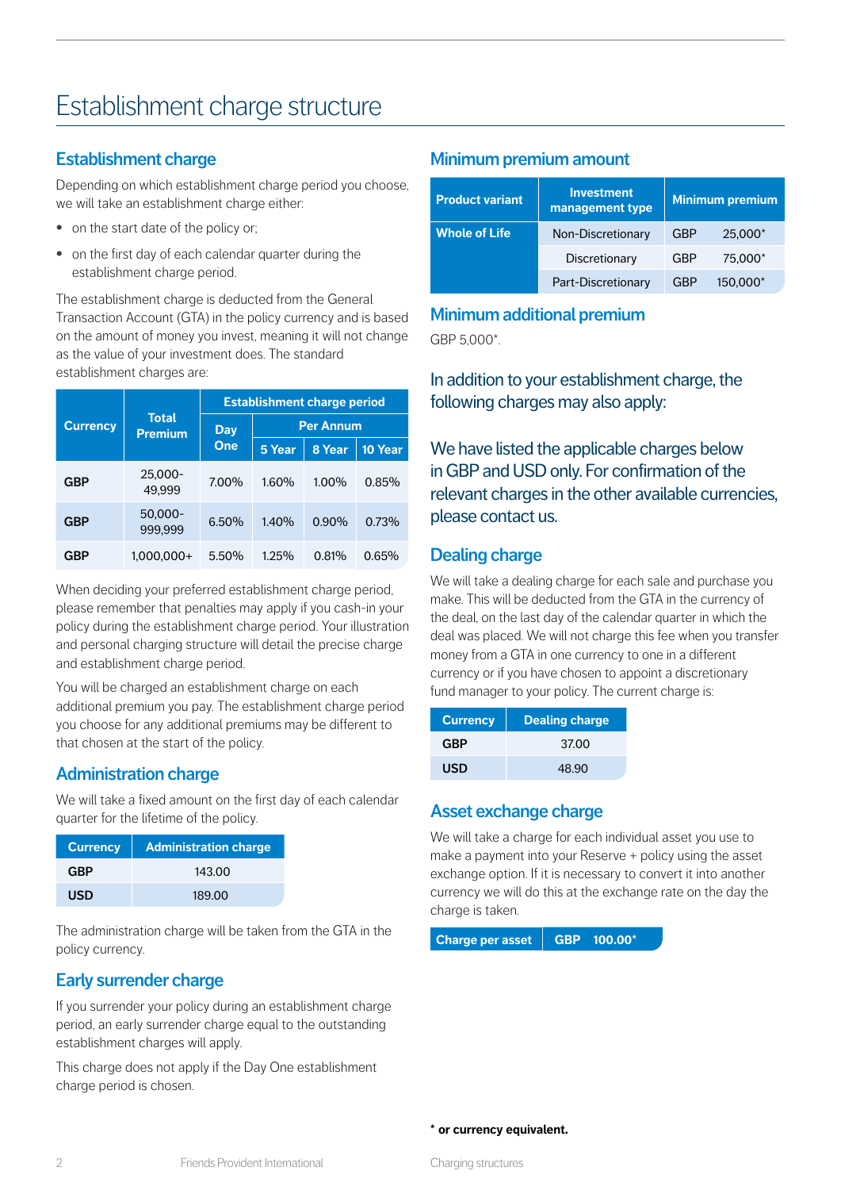# Establishment charge structure

## Establishment charge

Depending on which establishment charge period you choose, we will take an establishment charge either:

- on the start date of the policy or;
- on the first day of each calendar quarter during the establishment charge period.

The establishment charge is deducted from the General Transaction Account (GTA) in the policy currency and is based on the amount of money you invest, meaning it will not change as the value of your investment does. The standard establishment charges are:

| Currency | Total Premium | Establishment charge period | | | |
|---|---|---|---|---|---|
| | | Day One | Per Annum | | |
| | | | 5 Year | 8 Year | 10 Year |
| GBP | 25,000-49,999 | 7.00% | 1.60% | 1.00% | 0.85% |
| GBP | 50,000-999,999 | 6.50% | 1.40% | 0.90% | 0.73% |
| GBP | 1,000,000+ | 5.50% | 1.25% | 0.81% | 0.65% |

When deciding your preferred establishment charge period, please remember that penalties may apply if you cash-in your policy during the establishment charge period. Your illustration and personal charging structure will detail the precise charge and establishment charge period.

You will be charged an establishment charge on each additional premium you pay. The establishment charge period you choose for any additional premiums may be different to that chosen at the start of the policy.

## Administration charge

We will take a fixed amount on the first day of each calendar quarter for the lifetime of the policy.

| Currency | Administration charge |
|---|---|
| GBP | 143.00 |
| USD | 189.00 |

The administration charge will be taken from the GTA in the policy currency.

## Early surrender charge

If you surrender your policy during an establishment charge period, an early surrender charge equal to the outstanding establishment charges will apply.

This charge does not apply if the Day One establishment charge period is chosen.

## Minimum premium amount

| Product variant | Investment management type | Minimum premium |
|---|---|---|
| Whole of Life | Non-Discretionary | GBP 25,000* |
| | Discretionary | GBP 75,000* |
| | Part-Discretionary | GBP 150,000* |

## Minimum additional premium

GBP 5,000*.

In addition to your establishment charge, the following charges may also apply:

We have listed the applicable charges below in GBP and USD only. For confirmation of the relevant charges in the other available currencies, please contact us.

## Dealing charge

We will take a dealing charge for each sale and purchase you make. This will be deducted from the GTA in the currency of the deal, on the last day of the calendar quarter in which the deal was placed. We will not charge this fee when you transfer money from a GTA in one currency to one in a different currency or if you have chosen to appoint a discretionary fund manager to your policy. The current charge is:

| Currency | Dealing charge |
|---|---|
| GBP | 37.00 |
| USD | 48.90 |

## Asset exchange charge

We will take a charge for each individual asset you use to make a payment into your Reserve + policy using the asset exchange option. If it is necessary to convert it into another currency we will do this at the exchange rate on the day the charge is taken.

| Charge per asset | GBP 100.00* |
|---|---|

**\* or currency equivalent.**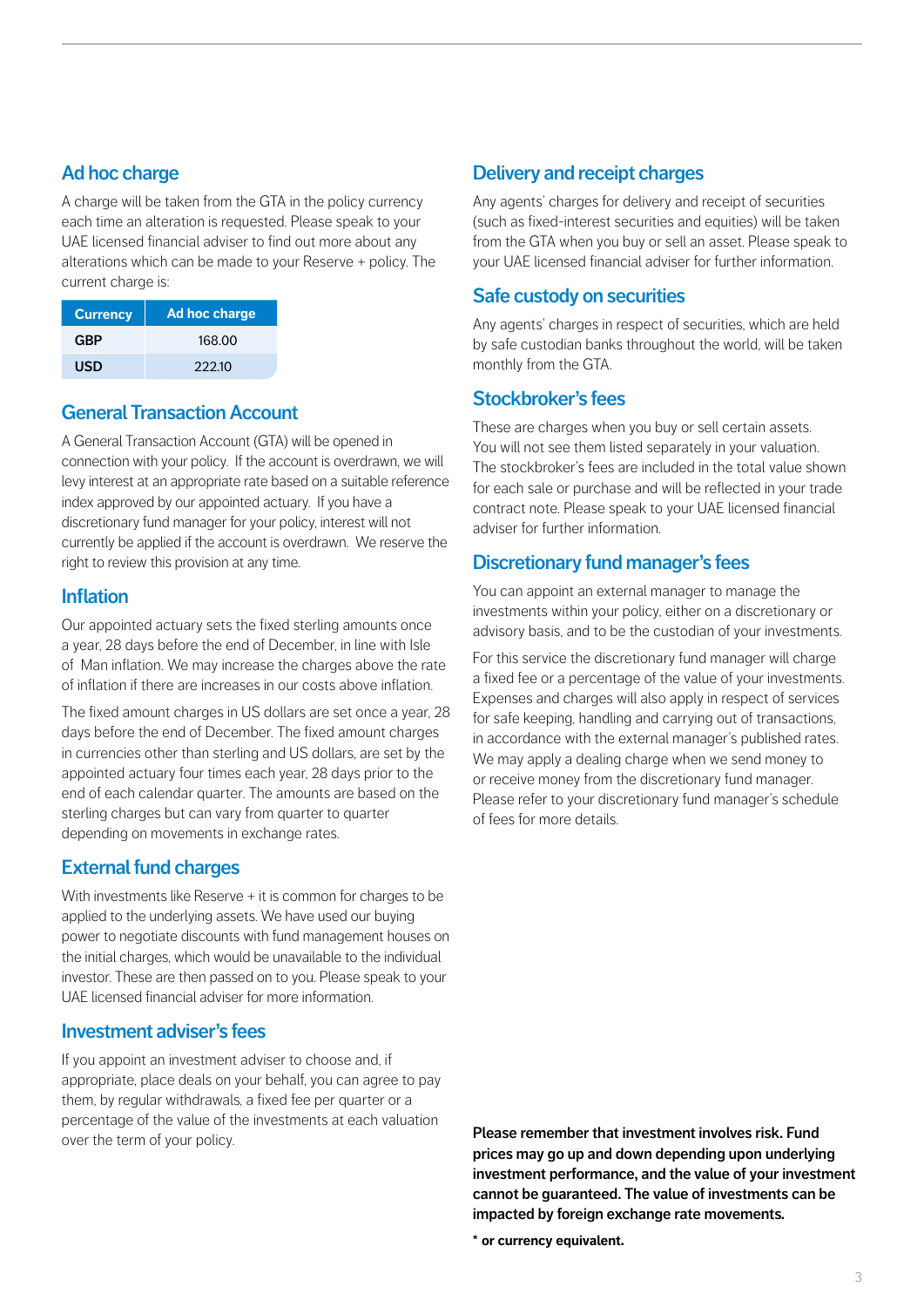## Ad hoc charge

A charge will be taken from the GTA in the policy currency each time an alteration is requested. Please speak to your UAE licensed financial adviser to find out more about any alterations which can be made to your Reserve + policy. The current charge is:

| Currency | Ad hoc charge |
|---|---|
| GBP | 168.00 |
| USD | 222.10 |

## General Transaction Account

A General Transaction Account (GTA) will be opened in connection with your policy. If the account is overdrawn, we will levy interest at an appropriate rate based on a suitable reference index approved by our appointed actuary. If you have a discretionary fund manager for your policy, interest will not currently be applied if the account is overdrawn. We reserve the right to review this provision at any time.

## Inflation

Our appointed actuary sets the fixed sterling amounts once a year, 28 days before the end of December, in line with Isle of Man inflation. We may increase the charges above the rate of inflation if there are increases in our costs above inflation.

The fixed amount charges in US dollars are set once a year, 28 days before the end of December. The fixed amount charges in currencies other than sterling and US dollars, are set by the appointed actuary four times each year, 28 days prior to the end of each calendar quarter. The amounts are based on the sterling charges but can vary from quarter to quarter depending on movements in exchange rates.

## External fund charges

With investments like Reserve + it is common for charges to be applied to the underlying assets. We have used our buying power to negotiate discounts with fund management houses on the initial charges, which would be unavailable to the individual investor. These are then passed on to you. Please speak to your UAE licensed financial adviser for more information.

## Investment adviser's fees

If you appoint an investment adviser to choose and, if appropriate, place deals on your behalf, you can agree to pay them, by regular withdrawals, a fixed fee per quarter or a percentage of the value of the investments at each valuation over the term of your policy.

## Delivery and receipt charges

Any agents' charges for delivery and receipt of securities (such as fixed-interest securities and equities) will be taken from the GTA when you buy or sell an asset. Please speak to your UAE licensed financial adviser for further information.

## Safe custody on securities

Any agents' charges in respect of securities, which are held by safe custodian banks throughout the world, will be taken monthly from the GTA.

## Stockbroker's fees

These are charges when you buy or sell certain assets. You will not see them listed separately in your valuation. The stockbroker's fees are included in the total value shown for each sale or purchase and will be reflected in your trade contract note. Please speak to your UAE licensed financial adviser for further information.

## Discretionary fund manager's fees

You can appoint an external manager to manage the investments within your policy, either on a discretionary or advisory basis, and to be the custodian of your investments.

For this service the discretionary fund manager will charge a fixed fee or a percentage of the value of your investments. Expenses and charges will also apply in respect of services for safe keeping, handling and carrying out of transactions, in accordance with the external manager's published rates. We may apply a dealing charge when we send money to or receive money from the discretionary fund manager. Please refer to your discretionary fund manager's schedule of fees for more details.

**Please remember that investment involves risk. Fund prices may go up and down depending upon underlying investment performance, and the value of your investment cannot be guaranteed. The value of investments can be impacted by foreign exchange rate movements.**

**\* or currency equivalent.**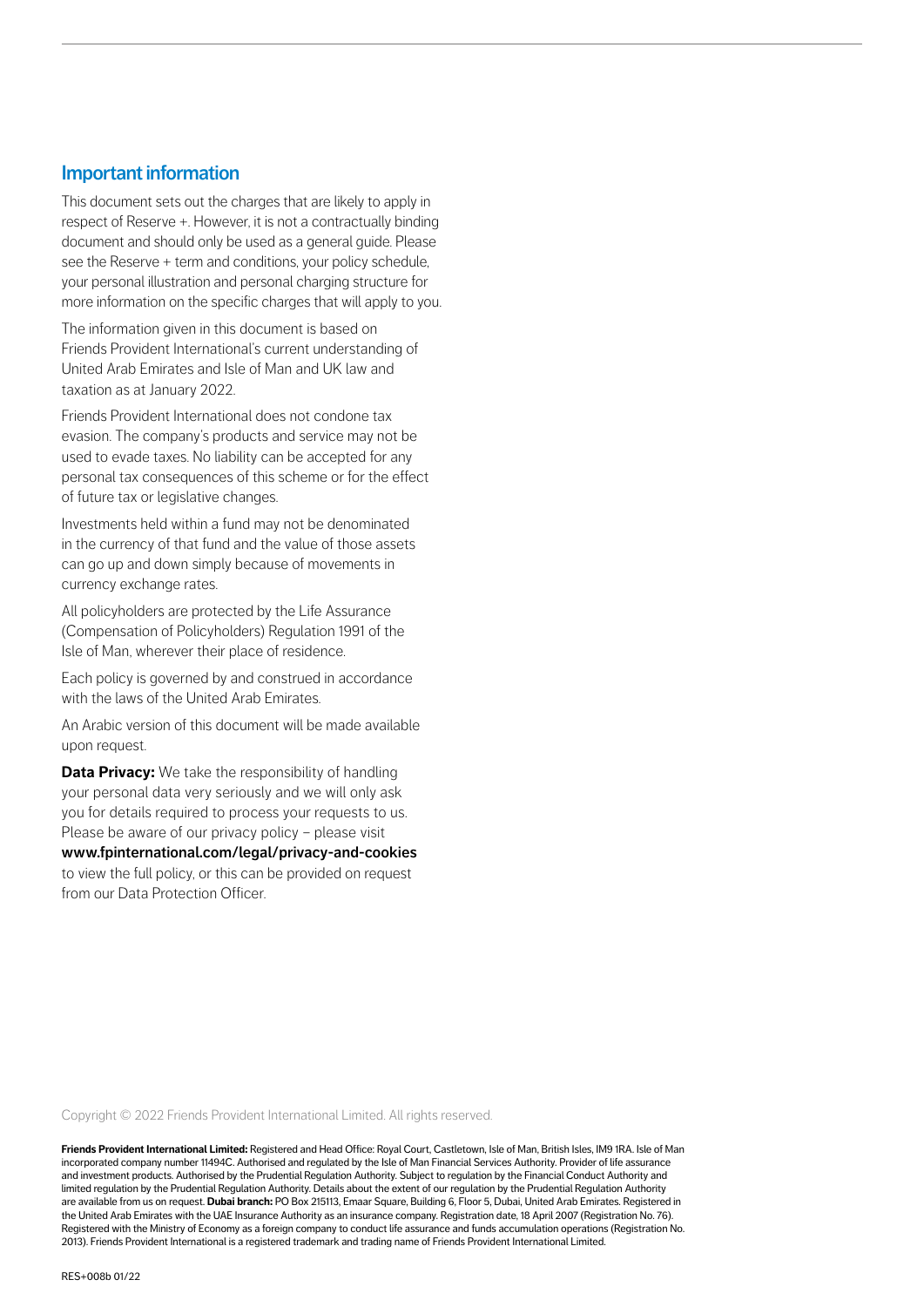## Important information

This document sets out the charges that are likely to apply in respect of Reserve +. However, it is not a contractually binding document and should only be used as a general guide. Please see the Reserve + term and conditions, your policy schedule, your personal illustration and personal charging structure for more information on the specific charges that will apply to you.

The information given in this document is based on Friends Provident International's current understanding of United Arab Emirates and Isle of Man and UK law and taxation as at January 2022.

Friends Provident International does not condone tax evasion. The company's products and service may not be used to evade taxes. No liability can be accepted for any personal tax consequences of this scheme or for the effect of future tax or legislative changes.

Investments held within a fund may not be denominated in the currency of that fund and the value of those assets can go up and down simply because of movements in currency exchange rates.

All policyholders are protected by the Life Assurance (Compensation of Policyholders) Regulation 1991 of the Isle of Man, wherever their place of residence.

Each policy is governed by and construed in accordance with the laws of the United Arab Emirates.

An Arabic version of this document will be made available upon request.

**Data Privacy:** We take the responsibility of handling your personal data very seriously and we will only ask you for details required to process your requests to us. Please be aware of our privacy policy – please visit **www.fpinternational.com/legal/privacy-and-cookies** to view the full policy, or this can be provided on request from our Data Protection Officer.

Copyright © 2022 Friends Provident International Limited. All rights reserved.

**Friends Provident International Limited:** Registered and Head Office: Royal Court, Castletown, Isle of Man, British Isles, IM9 1RA. Isle of Man incorporated company number 11494C. Authorised and regulated by the Isle of Man Financial Services Authority. Provider of life assurance and investment products. Authorised by the Prudential Regulation Authority. Subject to regulation by the Financial Conduct Authority and limited regulation by the Prudential Regulation Authority. Details about the extent of our regulation by the Prudential Regulation Authority are available from us on request. **Dubai branch:** PO Box 215113, Emaar Square, Building 6, Floor 5, Dubai, United Arab Emirates. Registered in the United Arab Emirates with the UAE Insurance Authority as an insurance company. Registration date, 18 April 2007 (Registration No. 76). Registered with the Ministry of Economy as a foreign company to conduct life assurance and funds accumulation operations (Registration No. 2013). Friends Provident International is a registered trademark and trading name of Friends Provident International Limited.

RES+008b 01/22